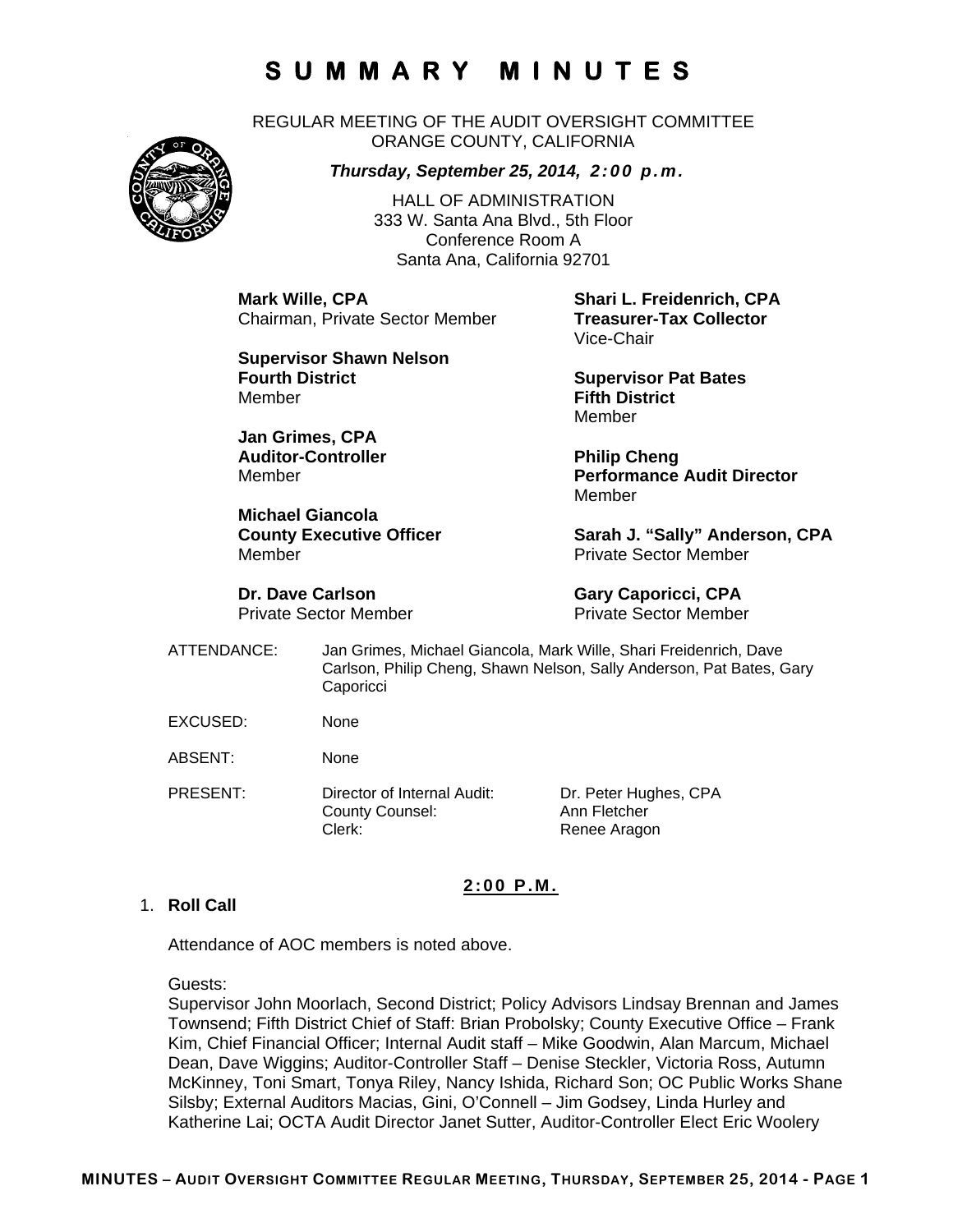# S U M M A R Y   M I N U T E S

REGULAR MEETING OF THE AUDIT OVERSIGHT COMMITTEE
ORANGE COUNTY, CALIFORNIA

***Thursday, September 25, 2014, 2:00 p.m.***

HALL OF ADMINISTRATION
333 W. Santa Ana Blvd., 5th Floor
Conference Room A
Santa Ana, California 92701

**Mark Wille, CPA**
Chairman, Private Sector Member

**Shari L. Freidenrich, CPA**
**Treasurer-Tax Collector**
Vice-Chair

**Supervisor Shawn Nelson**
**Fourth District**
Member

**Supervisor Pat Bates**
**Fifth District**
Member

**Jan Grimes, CPA**
**Auditor-Controller**
Member

**Philip Cheng**
**Performance Audit Director**
Member

**Michael Giancola**
**County Executive Officer**
Member

**Sarah J. "Sally" Anderson, CPA**
Private Sector Member

**Dr. Dave Carlson**
Private Sector Member

**Gary Caporicci, CPA**
Private Sector Member

ATTENDANCE: Jan Grimes, Michael Giancola, Mark Wille, Shari Freidenrich, Dave Carlson, Philip Cheng, Shawn Nelson, Sally Anderson, Pat Bates, Gary Caporicci

EXCUSED: None

ABSENT: None

PRESENT:

| | | |
|---|---|---|
| | Director of Internal Audit: | Dr. Peter Hughes, CPA |
| | County Counsel: | Ann Fletcher |
| | Clerk: | Renee Aragon |

**2:00 P.M.**

1. **Roll Call**

   Attendance of AOC members is noted above.

   Guests:
   Supervisor John Moorlach, Second District; Policy Advisors Lindsay Brennan and James Townsend; Fifth District Chief of Staff: Brian Probolsky; County Executive Office – Frank Kim, Chief Financial Officer; Internal Audit staff – Mike Goodwin, Alan Marcum, Michael Dean, Dave Wiggins; Auditor-Controller Staff – Denise Steckler, Victoria Ross, Autumn McKinney, Toni Smart, Tonya Riley, Nancy Ishida, Richard Son; OC Public Works Shane Silsby; External Auditors Macias, Gini, O'Connell – Jim Godsey, Linda Hurley and Katherine Lai; OCTA Audit Director Janet Sutter, Auditor-Controller Elect Eric Woolery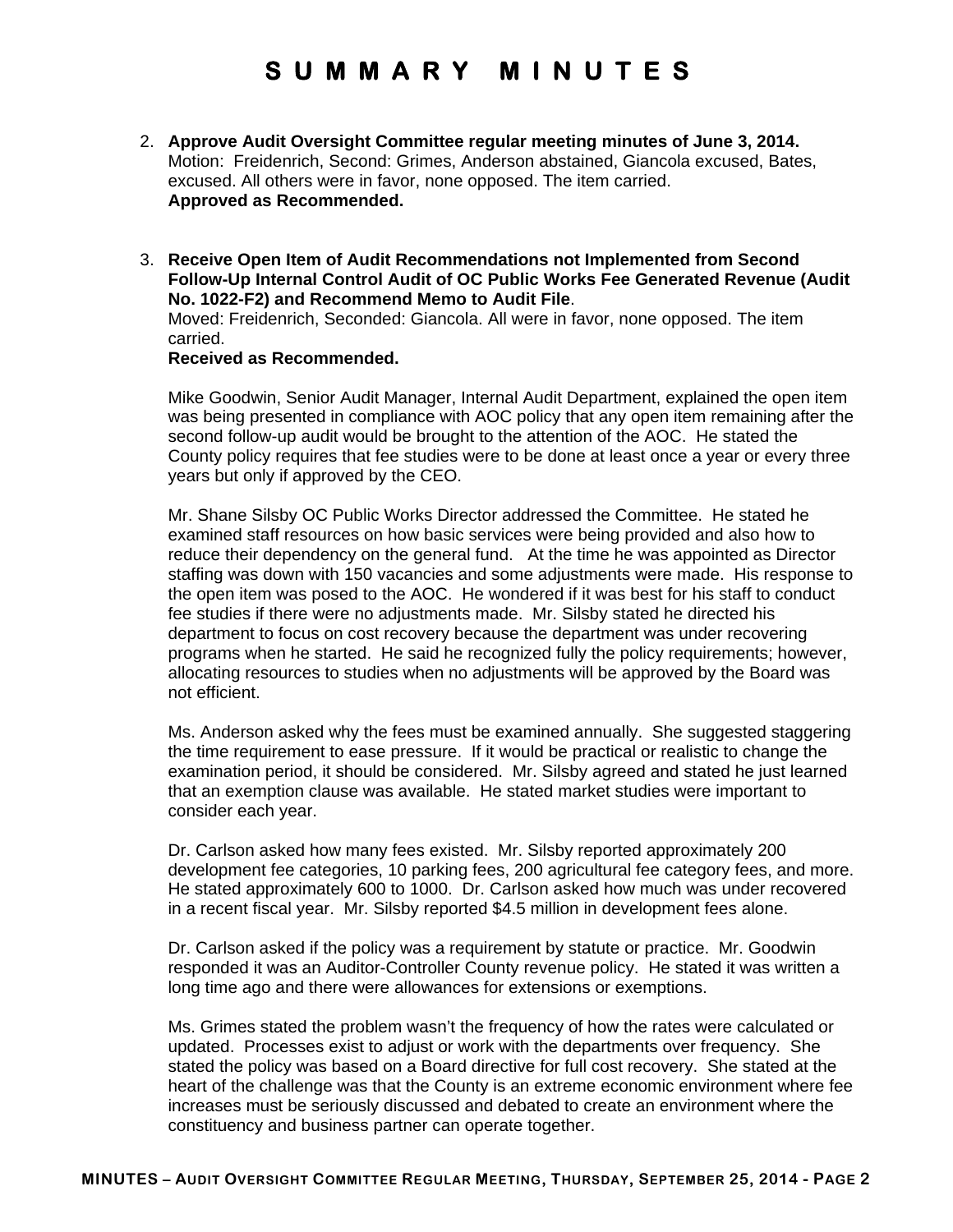# SUMMARY MINUTES

2. **Approve Audit Oversight Committee regular meeting minutes of June 3, 2014.**
   Motion: Freidenrich, Second: Grimes, Anderson abstained, Giancola excused, Bates, excused. All others were in favor, none opposed. The item carried.
   **Approved as Recommended.**

3. **Receive Open Item of Audit Recommendations not Implemented from Second Follow-Up Internal Control Audit of OC Public Works Fee Generated Revenue (Audit No. 1022-F2) and Recommend Memo to Audit File**.
   Moved: Freidenrich, Seconded: Giancola. All were in favor, none opposed. The item carried.
   **Received as Recommended.**

   Mike Goodwin, Senior Audit Manager, Internal Audit Department, explained the open item was being presented in compliance with AOC policy that any open item remaining after the second follow-up audit would be brought to the attention of the AOC. He stated the County policy requires that fee studies were to be done at least once a year or every three years but only if approved by the CEO.

   Mr. Shane Silsby OC Public Works Director addressed the Committee. He stated he examined staff resources on how basic services were being provided and also how to reduce their dependency on the general fund. At the time he was appointed as Director staffing was down with 150 vacancies and some adjustments were made. His response to the open item was posed to the AOC. He wondered if it was best for his staff to conduct fee studies if there were no adjustments made. Mr. Silsby stated he directed his department to focus on cost recovery because the department was under recovering programs when he started. He said he recognized fully the policy requirements; however, allocating resources to studies when no adjustments will be approved by the Board was not efficient.

   Ms. Anderson asked why the fees must be examined annually. She suggested staggering the time requirement to ease pressure. If it would be practical or realistic to change the examination period, it should be considered. Mr. Silsby agreed and stated he just learned that an exemption clause was available. He stated market studies were important to consider each year.

   Dr. Carlson asked how many fees existed. Mr. Silsby reported approximately 200 development fee categories, 10 parking fees, 200 agricultural fee category fees, and more. He stated approximately 600 to 1000. Dr. Carlson asked how much was under recovered in a recent fiscal year. Mr. Silsby reported $4.5 million in development fees alone.

   Dr. Carlson asked if the policy was a requirement by statute or practice. Mr. Goodwin responded it was an Auditor-Controller County revenue policy. He stated it was written a long time ago and there were allowances for extensions or exemptions.

   Ms. Grimes stated the problem wasn't the frequency of how the rates were calculated or updated. Processes exist to adjust or work with the departments over frequency. She stated the policy was based on a Board directive for full cost recovery. She stated at the heart of the challenge was that the County is an extreme economic environment where fee increases must be seriously discussed and debated to create an environment where the constituency and business partner can operate together.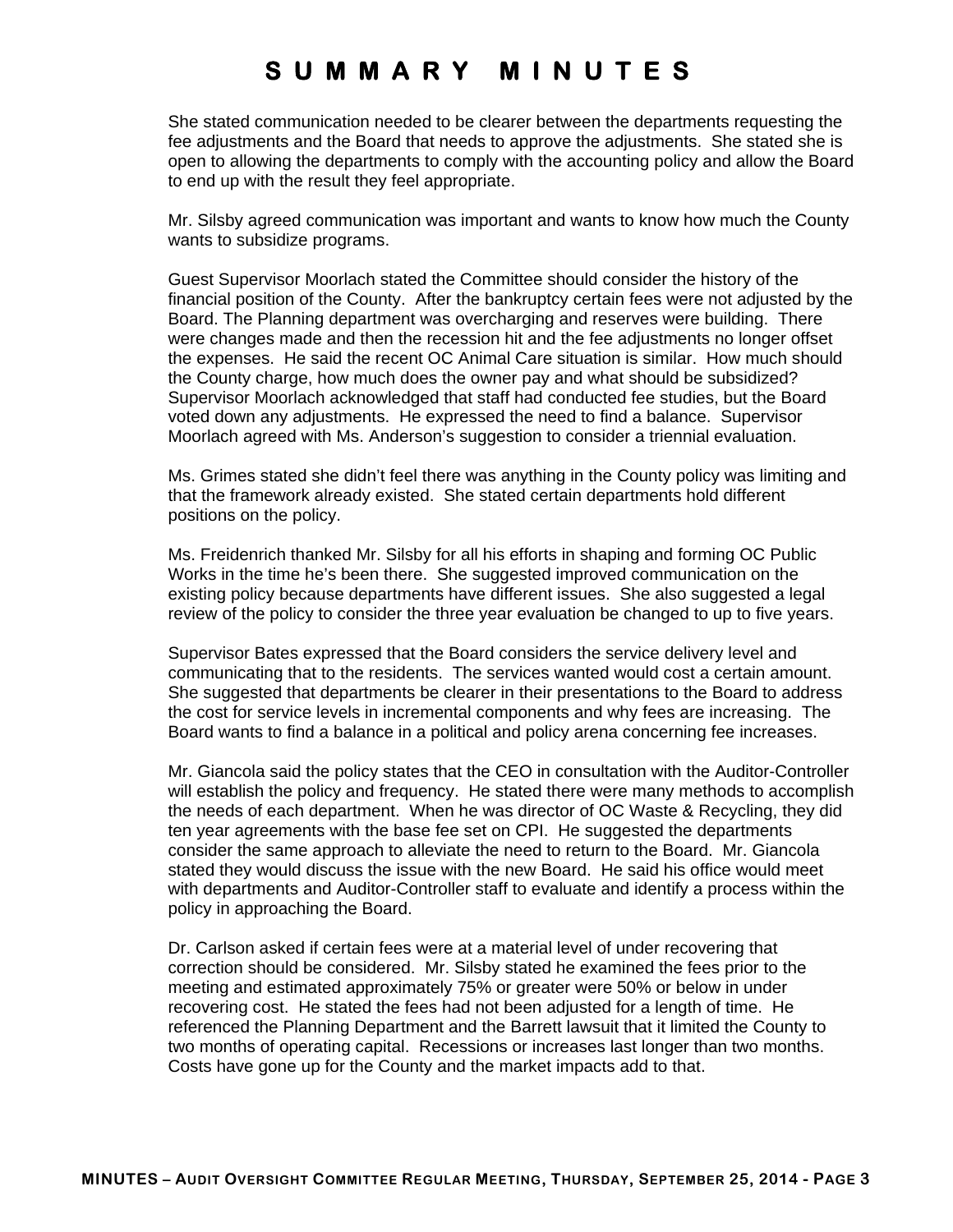# SUMMARY MINUTES

She stated communication needed to be clearer between the departments requesting the fee adjustments and the Board that needs to approve the adjustments. She stated she is open to allowing the departments to comply with the accounting policy and allow the Board to end up with the result they feel appropriate.

Mr. Silsby agreed communication was important and wants to know how much the County wants to subsidize programs.

Guest Supervisor Moorlach stated the Committee should consider the history of the financial position of the County. After the bankruptcy certain fees were not adjusted by the Board. The Planning department was overcharging and reserves were building. There were changes made and then the recession hit and the fee adjustments no longer offset the expenses. He said the recent OC Animal Care situation is similar. How much should the County charge, how much does the owner pay and what should be subsidized? Supervisor Moorlach acknowledged that staff had conducted fee studies, but the Board voted down any adjustments. He expressed the need to find a balance. Supervisor Moorlach agreed with Ms. Anderson's suggestion to consider a triennial evaluation.

Ms. Grimes stated she didn't feel there was anything in the County policy was limiting and that the framework already existed. She stated certain departments hold different positions on the policy.

Ms. Freidenrich thanked Mr. Silsby for all his efforts in shaping and forming OC Public Works in the time he's been there. She suggested improved communication on the existing policy because departments have different issues. She also suggested a legal review of the policy to consider the three year evaluation be changed to up to five years.

Supervisor Bates expressed that the Board considers the service delivery level and communicating that to the residents. The services wanted would cost a certain amount. She suggested that departments be clearer in their presentations to the Board to address the cost for service levels in incremental components and why fees are increasing. The Board wants to find a balance in a political and policy arena concerning fee increases.

Mr. Giancola said the policy states that the CEO in consultation with the Auditor-Controller will establish the policy and frequency. He stated there were many methods to accomplish the needs of each department. When he was director of OC Waste & Recycling, they did ten year agreements with the base fee set on CPI. He suggested the departments consider the same approach to alleviate the need to return to the Board. Mr. Giancola stated they would discuss the issue with the new Board. He said his office would meet with departments and Auditor-Controller staff to evaluate and identify a process within the policy in approaching the Board.

Dr. Carlson asked if certain fees were at a material level of under recovering that correction should be considered. Mr. Silsby stated he examined the fees prior to the meeting and estimated approximately 75% or greater were 50% or below in under recovering cost. He stated the fees had not been adjusted for a length of time. He referenced the Planning Department and the Barrett lawsuit that it limited the County to two months of operating capital. Recessions or increases last longer than two months. Costs have gone up for the County and the market impacts add to that.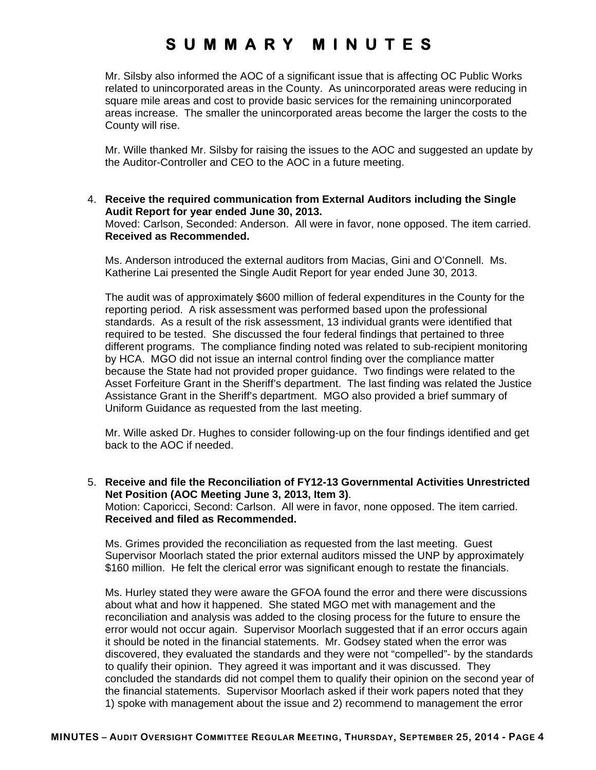Mr. Silsby also informed the AOC of a significant issue that is affecting OC Public Works related to unincorporated areas in the County. As unincorporated areas were reducing in square mile areas and cost to provide basic services for the remaining unincorporated areas increase. The smaller the unincorporated areas become the larger the costs to the County will rise.

Mr. Wille thanked Mr. Silsby for raising the issues to the AOC and suggested an update by the Auditor-Controller and CEO to the AOC in a future meeting.

4. **Receive the required communication from External Auditors including the Single Audit Report for year ended June 30, 2013.**
   Moved: Carlson, Seconded: Anderson. All were in favor, none opposed. The item carried.
   **Received as Recommended.**

   Ms. Anderson introduced the external auditors from Macias, Gini and O'Connell. Ms. Katherine Lai presented the Single Audit Report for year ended June 30, 2013.

   The audit was of approximately $600 million of federal expenditures in the County for the reporting period. A risk assessment was performed based upon the professional standards. As a result of the risk assessment, 13 individual grants were identified that required to be tested. She discussed the four federal findings that pertained to three different programs. The compliance finding noted was related to sub-recipient monitoring by HCA. MGO did not issue an internal control finding over the compliance matter because the State had not provided proper guidance. Two findings were related to the Asset Forfeiture Grant in the Sheriff's department. The last finding was related the Justice Assistance Grant in the Sheriff's department. MGO also provided a brief summary of Uniform Guidance as requested from the last meeting.

   Mr. Wille asked Dr. Hughes to consider following-up on the four findings identified and get back to the AOC if needed.

5. **Receive and file the Reconciliation of FY12-13 Governmental Activities Unrestricted Net Position (AOC Meeting June 3, 2013, Item 3)**.
   Motion: Caporicci, Second: Carlson. All were in favor, none opposed. The item carried.
   **Received and filed as Recommended.**

   Ms. Grimes provided the reconciliation as requested from the last meeting. Guest Supervisor Moorlach stated the prior external auditors missed the UNP by approximately $160 million. He felt the clerical error was significant enough to restate the financials.

   Ms. Hurley stated they were aware the GFOA found the error and there were discussions about what and how it happened. She stated MGO met with management and the reconciliation and analysis was added to the closing process for the future to ensure the error would not occur again. Supervisor Moorlach suggested that if an error occurs again it should be noted in the financial statements. Mr. Godsey stated when the error was discovered, they evaluated the standards and they were not "compelled"- by the standards to qualify their opinion. They agreed it was important and it was discussed. They concluded the standards did not compel them to qualify their opinion on the second year of the financial statements. Supervisor Moorlach asked if their work papers noted that they 1) spoke with management about the issue and 2) recommend to management the error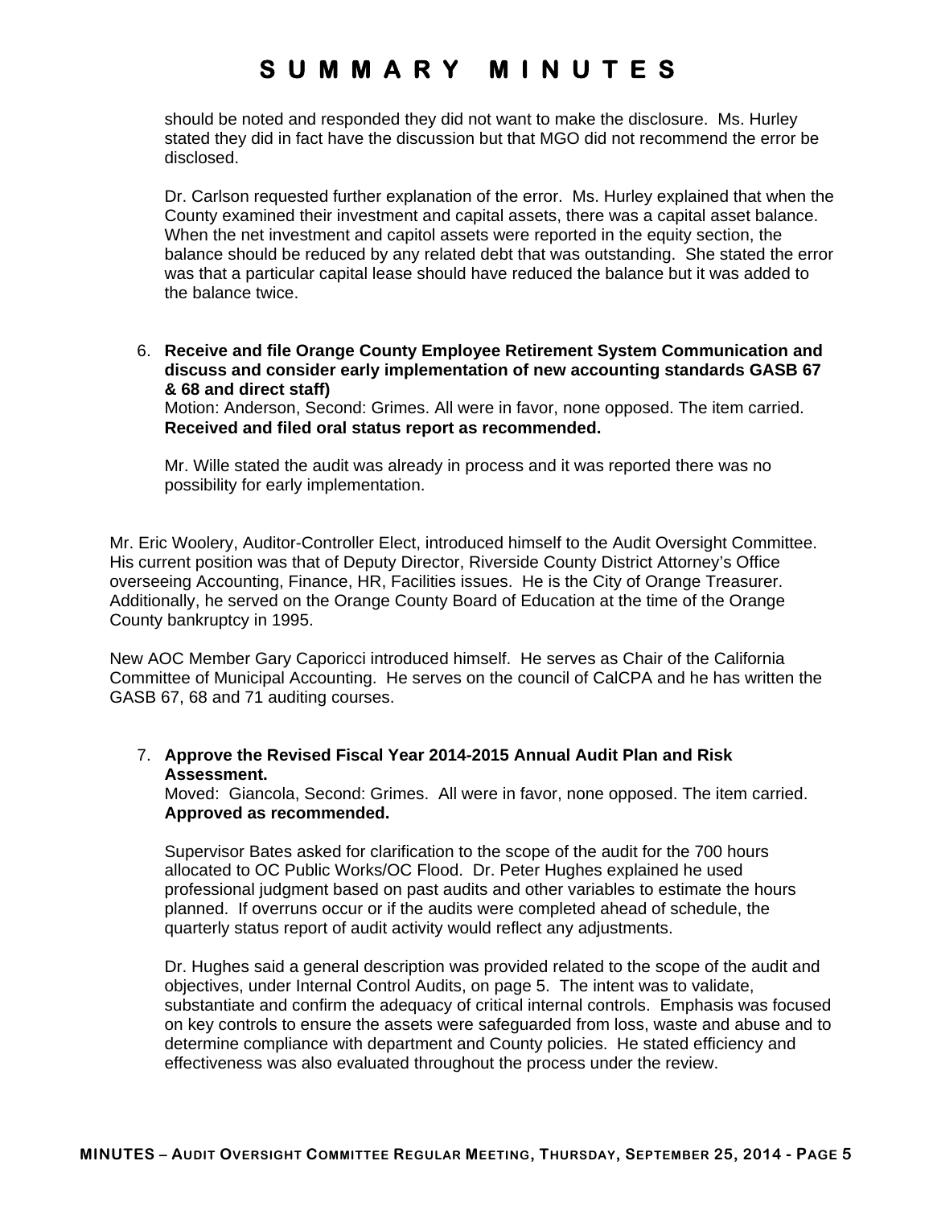should be noted and responded they did not want to make the disclosure. Ms. Hurley stated they did in fact have the discussion but that MGO did not recommend the error be disclosed.

Dr. Carlson requested further explanation of the error. Ms. Hurley explained that when the County examined their investment and capital assets, there was a capital asset balance. When the net investment and capitol assets were reported in the equity section, the balance should be reduced by any related debt that was outstanding. She stated the error was that a particular capital lease should have reduced the balance but it was added to the balance twice.

6. **Receive and file Orange County Employee Retirement System Communication and discuss and consider early implementation of new accounting standards GASB 67 & 68 and direct staff)**
   Motion: Anderson, Second: Grimes. All were in favor, none opposed. The item carried. **Received and filed oral status report as recommended.**

   Mr. Wille stated the audit was already in process and it was reported there was no possibility for early implementation.

Mr. Eric Woolery, Auditor-Controller Elect, introduced himself to the Audit Oversight Committee. His current position was that of Deputy Director, Riverside County District Attorney's Office overseeing Accounting, Finance, HR, Facilities issues. He is the City of Orange Treasurer. Additionally, he served on the Orange County Board of Education at the time of the Orange County bankruptcy in 1995.

New AOC Member Gary Caporicci introduced himself. He serves as Chair of the California Committee of Municipal Accounting. He serves on the council of CalCPA and he has written the GASB 67, 68 and 71 auditing courses.

7. **Approve the Revised Fiscal Year 2014-2015 Annual Audit Plan and Risk Assessment.**
   Moved: Giancola, Second: Grimes. All were in favor, none opposed. The item carried. **Approved as recommended.**

   Supervisor Bates asked for clarification to the scope of the audit for the 700 hours allocated to OC Public Works/OC Flood. Dr. Peter Hughes explained he used professional judgment based on past audits and other variables to estimate the hours planned. If overruns occur or if the audits were completed ahead of schedule, the quarterly status report of audit activity would reflect any adjustments.

   Dr. Hughes said a general description was provided related to the scope of the audit and objectives, under Internal Control Audits, on page 5. The intent was to validate, substantiate and confirm the adequacy of critical internal controls. Emphasis was focused on key controls to ensure the assets were safeguarded from loss, waste and abuse and to determine compliance with department and County policies. He stated efficiency and effectiveness was also evaluated throughout the process under the review.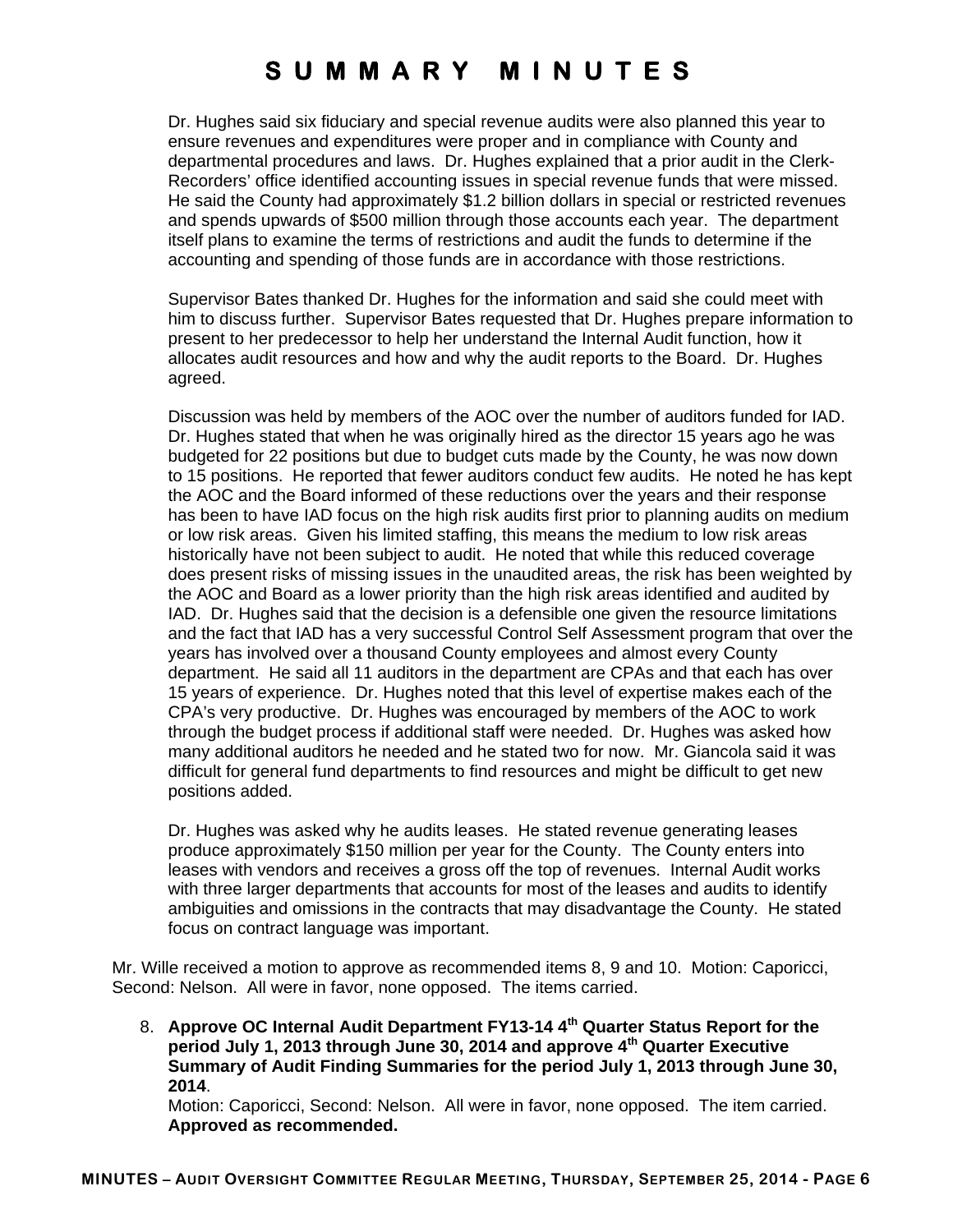Dr. Hughes said six fiduciary and special revenue audits were also planned this year to ensure revenues and expenditures were proper and in compliance with County and departmental procedures and laws. Dr. Hughes explained that a prior audit in the Clerk-Recorders' office identified accounting issues in special revenue funds that were missed. He said the County had approximately $1.2 billion dollars in special or restricted revenues and spends upwards of $500 million through those accounts each year. The department itself plans to examine the terms of restrictions and audit the funds to determine if the accounting and spending of those funds are in accordance with those restrictions.

Supervisor Bates thanked Dr. Hughes for the information and said she could meet with him to discuss further. Supervisor Bates requested that Dr. Hughes prepare information to present to her predecessor to help her understand the Internal Audit function, how it allocates audit resources and how and why the audit reports to the Board. Dr. Hughes agreed.

Discussion was held by members of the AOC over the number of auditors funded for IAD. Dr. Hughes stated that when he was originally hired as the director 15 years ago he was budgeted for 22 positions but due to budget cuts made by the County, he was now down to 15 positions. He reported that fewer auditors conduct few audits. He noted he has kept the AOC and the Board informed of these reductions over the years and their response has been to have IAD focus on the high risk audits first prior to planning audits on medium or low risk areas. Given his limited staffing, this means the medium to low risk areas historically have not been subject to audit. He noted that while this reduced coverage does present risks of missing issues in the unaudited areas, the risk has been weighted by the AOC and Board as a lower priority than the high risk areas identified and audited by IAD. Dr. Hughes said that the decision is a defensible one given the resource limitations and the fact that IAD has a very successful Control Self Assessment program that over the years has involved over a thousand County employees and almost every County department. He said all 11 auditors in the department are CPAs and that each has over 15 years of experience. Dr. Hughes noted that this level of expertise makes each of the CPA's very productive. Dr. Hughes was encouraged by members of the AOC to work through the budget process if additional staff were needed. Dr. Hughes was asked how many additional auditors he needed and he stated two for now. Mr. Giancola said it was difficult for general fund departments to find resources and might be difficult to get new positions added.

Dr. Hughes was asked why he audits leases. He stated revenue generating leases produce approximately $150 million per year for the County. The County enters into leases with vendors and receives a gross off the top of revenues. Internal Audit works with three larger departments that accounts for most of the leases and audits to identify ambiguities and omissions in the contracts that may disadvantage the County. He stated focus on contract language was important.

Mr. Wille received a motion to approve as recommended items 8, 9 and 10. Motion: Caporicci, Second: Nelson. All were in favor, none opposed. The items carried.

8. **Approve OC Internal Audit Department FY13-14 4th Quarter Status Report for the period July 1, 2013 through June 30, 2014 and approve 4th Quarter Executive Summary of Audit Finding Summaries for the period July 1, 2013 through June 30, 2014**.
   Motion: Caporicci, Second: Nelson. All were in favor, none opposed. The item carried.
   **Approved as recommended.**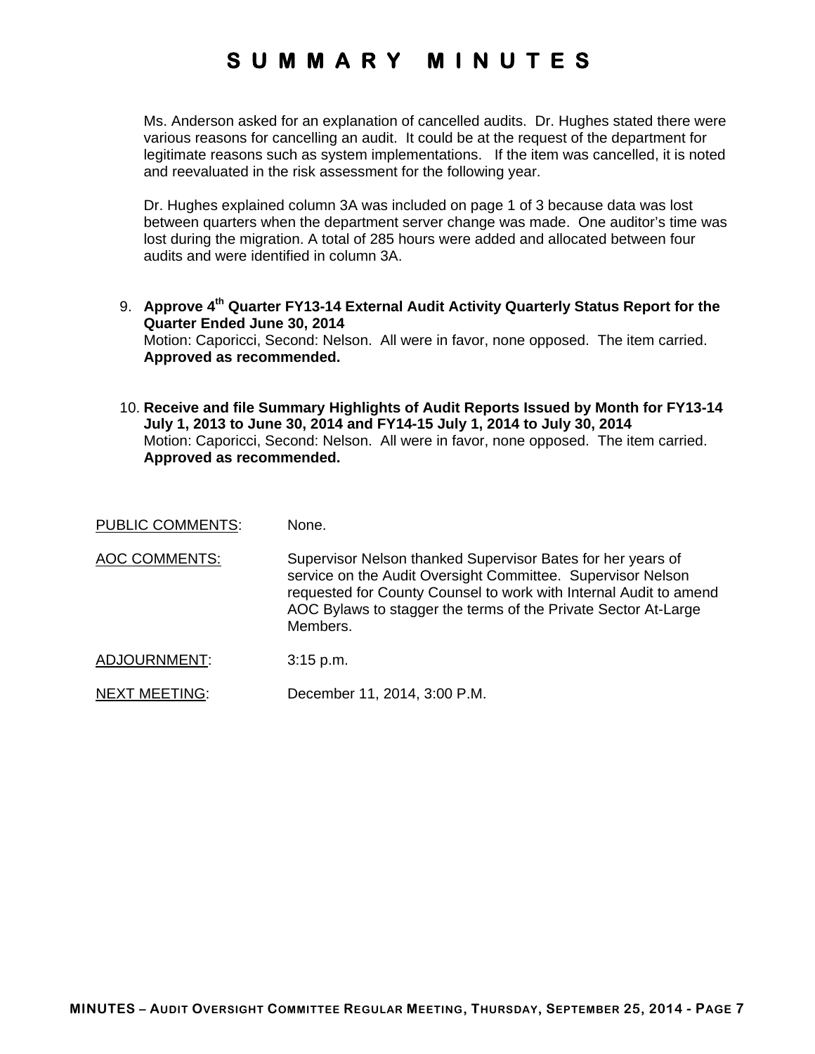# S U M M A R Y   M I N U T E S

Ms. Anderson asked for an explanation of cancelled audits. Dr. Hughes stated there were various reasons for cancelling an audit. It could be at the request of the department for legitimate reasons such as system implementations. If the item was cancelled, it is noted and reevaluated in the risk assessment for the following year.

Dr. Hughes explained column 3A was included on page 1 of 3 because data was lost between quarters when the department server change was made. One auditor's time was lost during the migration. A total of 285 hours were added and allocated between four audits and were identified in column 3A.

9. **Approve 4th Quarter FY13-14 External Audit Activity Quarterly Status Report for the Quarter Ended June 30, 2014**
   Motion: Caporicci, Second: Nelson. All were in favor, none opposed. The item carried.
   **Approved as recommended.**

10. **Receive and file Summary Highlights of Audit Reports Issued by Month for FY13-14 July 1, 2013 to June 30, 2014 and FY14-15 July 1, 2014 to July 30, 2014**
    Motion: Caporicci, Second: Nelson. All were in favor, none opposed. The item carried.
    **Approved as recommended.**

PUBLIC COMMENTS: None.

AOC COMMENTS: Supervisor Nelson thanked Supervisor Bates for her years of service on the Audit Oversight Committee. Supervisor Nelson requested for County Counsel to work with Internal Audit to amend AOC Bylaws to stagger the terms of the Private Sector At-Large Members.

ADJOURNMENT: 3:15 p.m.

NEXT MEETING: December 11, 2014, 3:00 P.M.